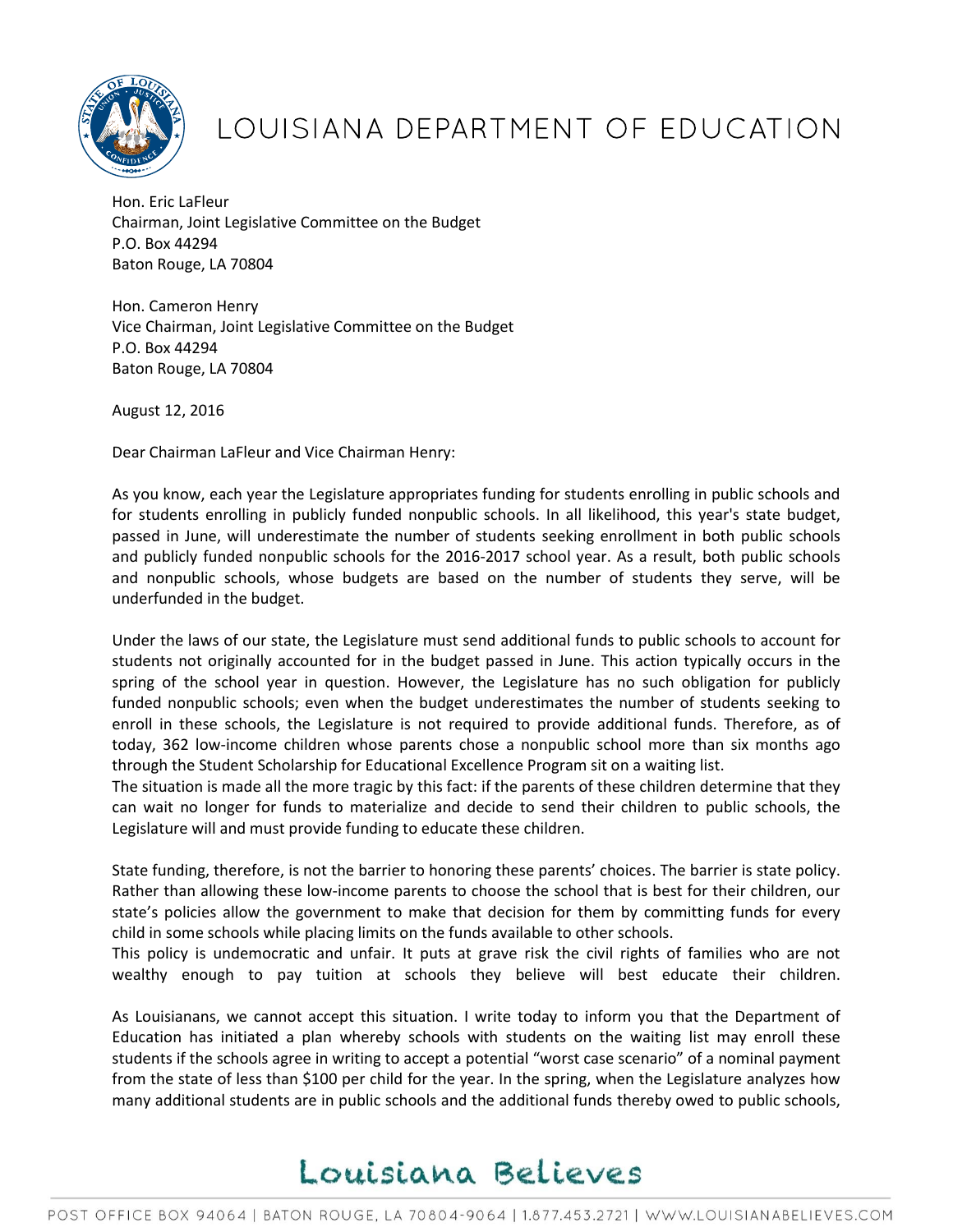# LOUISIANA DEPARTMENT OF EDUCATION

Hon. Eric LaFleur
Chairman, Joint Legislative Committee on the Budget
P.O. Box 44294
Baton Rouge, LA 70804

Hon. Cameron Henry
Vice Chairman, Joint Legislative Committee on the Budget
P.O. Box 44294
Baton Rouge, LA 70804

August 12, 2016

Dear Chairman LaFleur and Vice Chairman Henry:

As you know, each year the Legislature appropriates funding for students enrolling in public schools and for students enrolling in publicly funded nonpublic schools. In all likelihood, this year's state budget, passed in June, will underestimate the number of students seeking enrollment in both public schools and publicly funded nonpublic schools for the 2016-2017 school year. As a result, both public schools and nonpublic schools, whose budgets are based on the number of students they serve, will be underfunded in the budget.

Under the laws of our state, the Legislature must send additional funds to public schools to account for students not originally accounted for in the budget passed in June. This action typically occurs in the spring of the school year in question. However, the Legislature has no such obligation for publicly funded nonpublic schools; even when the budget underestimates the number of students seeking to enroll in these schools, the Legislature is not required to provide additional funds. Therefore, as of today, 362 low-income children whose parents chose a nonpublic school more than six months ago through the Student Scholarship for Educational Excellence Program sit on a waiting list.

The situation is made all the more tragic by this fact: if the parents of these children determine that they can wait no longer for funds to materialize and decide to send their children to public schools, the Legislature will and must provide funding to educate these children.

State funding, therefore, is not the barrier to honoring these parents' choices. The barrier is state policy. Rather than allowing these low-income parents to choose the school that is best for their children, our state's policies allow the government to make that decision for them by committing funds for every child in some schools while placing limits on the funds available to other schools.

This policy is undemocratic and unfair. It puts at grave risk the civil rights of families who are not wealthy enough to pay tuition at schools they believe will best educate their children.

As Louisianans, we cannot accept this situation. I write today to inform you that the Department of Education has initiated a plan whereby schools with students on the waiting list may enroll these students if the schools agree in writing to accept a potential "worst case scenario" of a nominal payment from the state of less than $100 per child for the year. In the spring, when the Legislature analyzes how many additional students are in public schools and the additional funds thereby owed to public schools,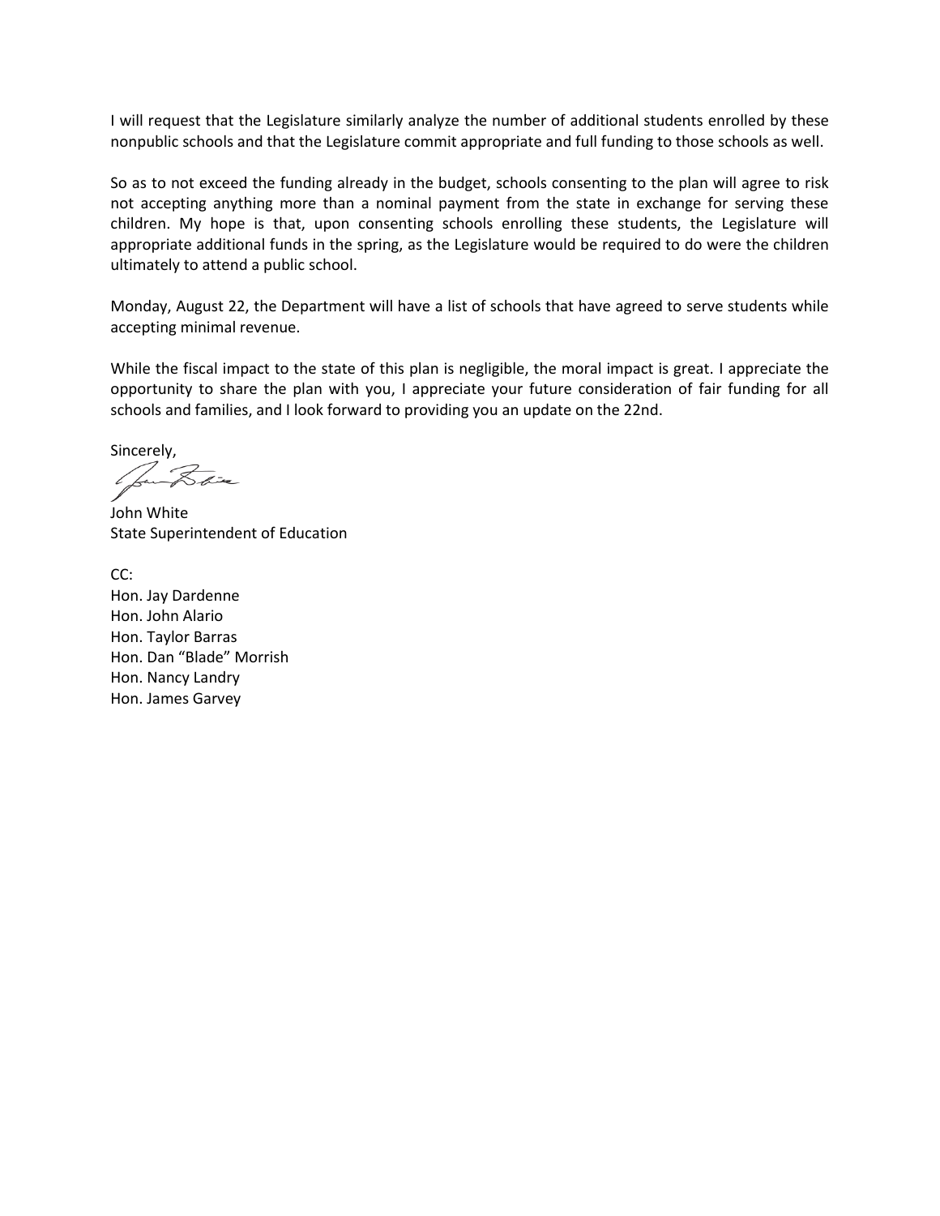I will request that the Legislature similarly analyze the number of additional students enrolled by these nonpublic schools and that the Legislature commit appropriate and full funding to those schools as well.

So as to not exceed the funding already in the budget, schools consenting to the plan will agree to risk not accepting anything more than a nominal payment from the state in exchange for serving these children. My hope is that, upon consenting schools enrolling these students, the Legislature will appropriate additional funds in the spring, as the Legislature would be required to do were the children ultimately to attend a public school.

Monday, August 22, the Department will have a list of schools that have agreed to serve students while accepting minimal revenue.

While the fiscal impact to the state of this plan is negligible, the moral impact is great. I appreciate the opportunity to share the plan with you, I appreciate your future consideration of fair funding for all schools and families, and I look forward to providing you an update on the 22nd.

Sincerely,

John White
State Superintendent of Education

CC:
Hon. Jay Dardenne
Hon. John Alario
Hon. Taylor Barras
Hon. Dan "Blade" Morrish
Hon. Nancy Landry
Hon. James Garvey